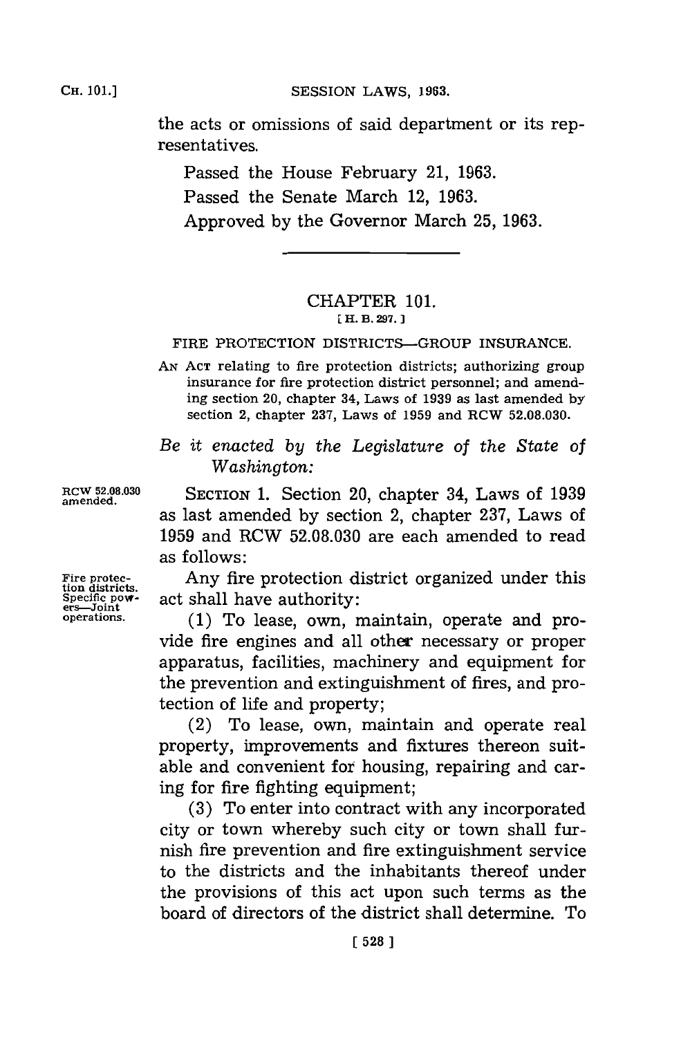the acts or omissions of said department or its representatives.

Passed the House February 21, 1963.

Passed the Senate March 12, 1963.

Approved by the Governor March 25, 1963.

---

## CHAPTER 101.

[H. B. 297.]

### FIRE PROTECTION DISTRICTS—GROUP INSURANCE.

AN ACT relating to fire protection districts; authorizing group insurance for fire protection district personnel; and amending section 20, chapter 34, Laws of 1939 as last amended by section 2, chapter 237, Laws of 1959 and RCW 52.08.030.

*Be it enacted by the Legislature of the State of Washington:*

RCW 52.08.030 amended.

SECTION 1. Section 20, chapter 34, Laws of 1939 as last amended by section 2, chapter 237, Laws of 1959 and RCW 52.08.030 are each amended to read as follows:

Fire protection districts. Specific powers—Joint operations.

Any fire protection district organized under this act shall have authority:

(1) To lease, own, maintain, operate and provide fire engines and all other necessary or proper apparatus, facilities, machinery and equipment for the prevention and extinguishment of fires, and protection of life and property;

(2) To lease, own, maintain and operate real property, improvements and fixtures thereon suitable and convenient for housing, repairing and caring for fire fighting equipment;

(3) To enter into contract with any incorporated city or town whereby such city or town shall furnish fire prevention and fire extinguishment service to the districts and the inhabitants thereof under the provisions of this act upon such terms as the board of directors of the district shall determine. To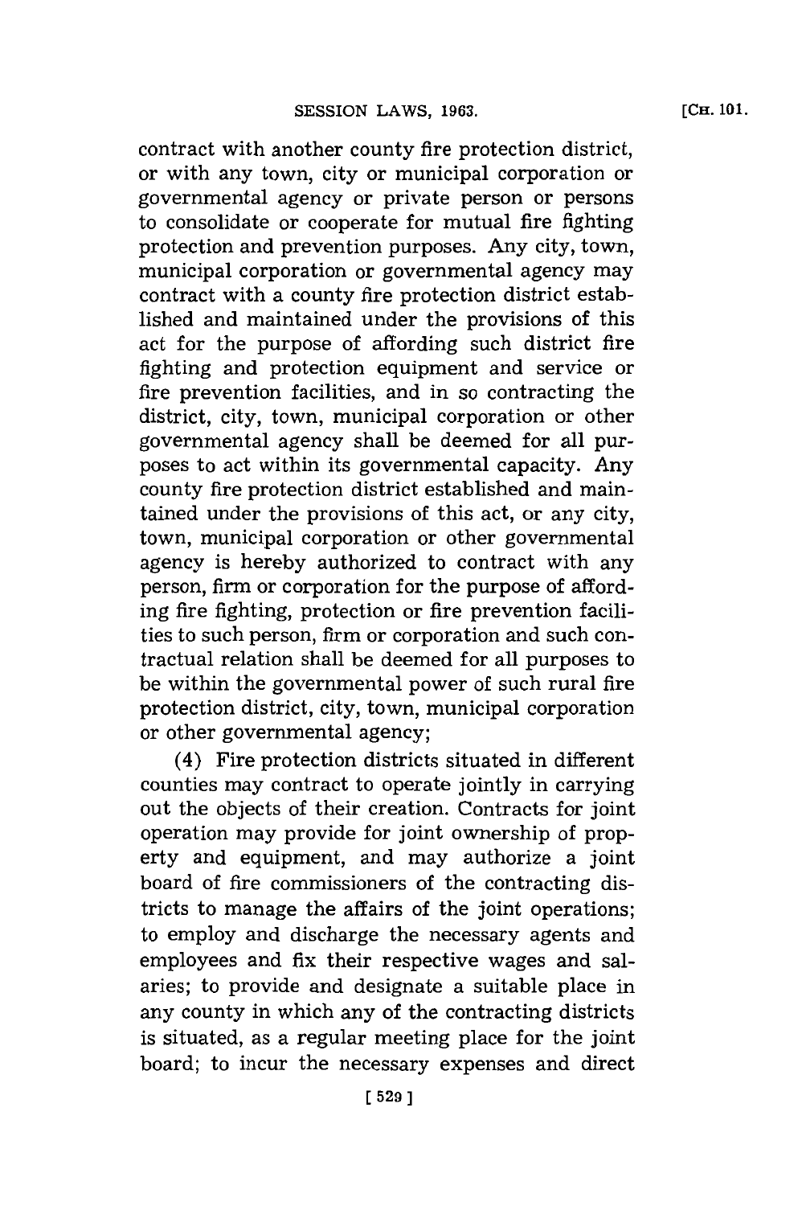contract with another county fire protection district, or with any town, city or municipal corporation or governmental agency or private person or persons to consolidate or cooperate for mutual fire fighting protection and prevention purposes. Any city, town, municipal corporation or governmental agency may contract with a county fire protection district established and maintained under the provisions of this act for the purpose of affording such district fire fighting and protection equipment and service or fire prevention facilities, and in so contracting the district, city, town, municipal corporation or other governmental agency shall be deemed for all purposes to act within its governmental capacity. Any county fire protection district established and maintained under the provisions of this act, or any city, town, municipal corporation or other governmental agency is hereby authorized to contract with any person, firm or corporation for the purpose of affording fire fighting, protection or fire prevention facilities to such person, firm or corporation and such contractual relation shall be deemed for all purposes to be within the governmental power of such rural fire protection district, city, town, municipal corporation or other governmental agency;

(4) Fire protection districts situated in different counties may contract to operate jointly in carrying out the objects of their creation. Contracts for joint operation may provide for joint ownership of property and equipment, and may authorize a joint board of fire commissioners of the contracting districts to manage the affairs of the joint operations; to employ and discharge the necessary agents and employees and fix their respective wages and salaries; to provide and designate a suitable place in any county in which any of the contracting districts is situated, as a regular meeting place for the joint board; to incur the necessary expenses and direct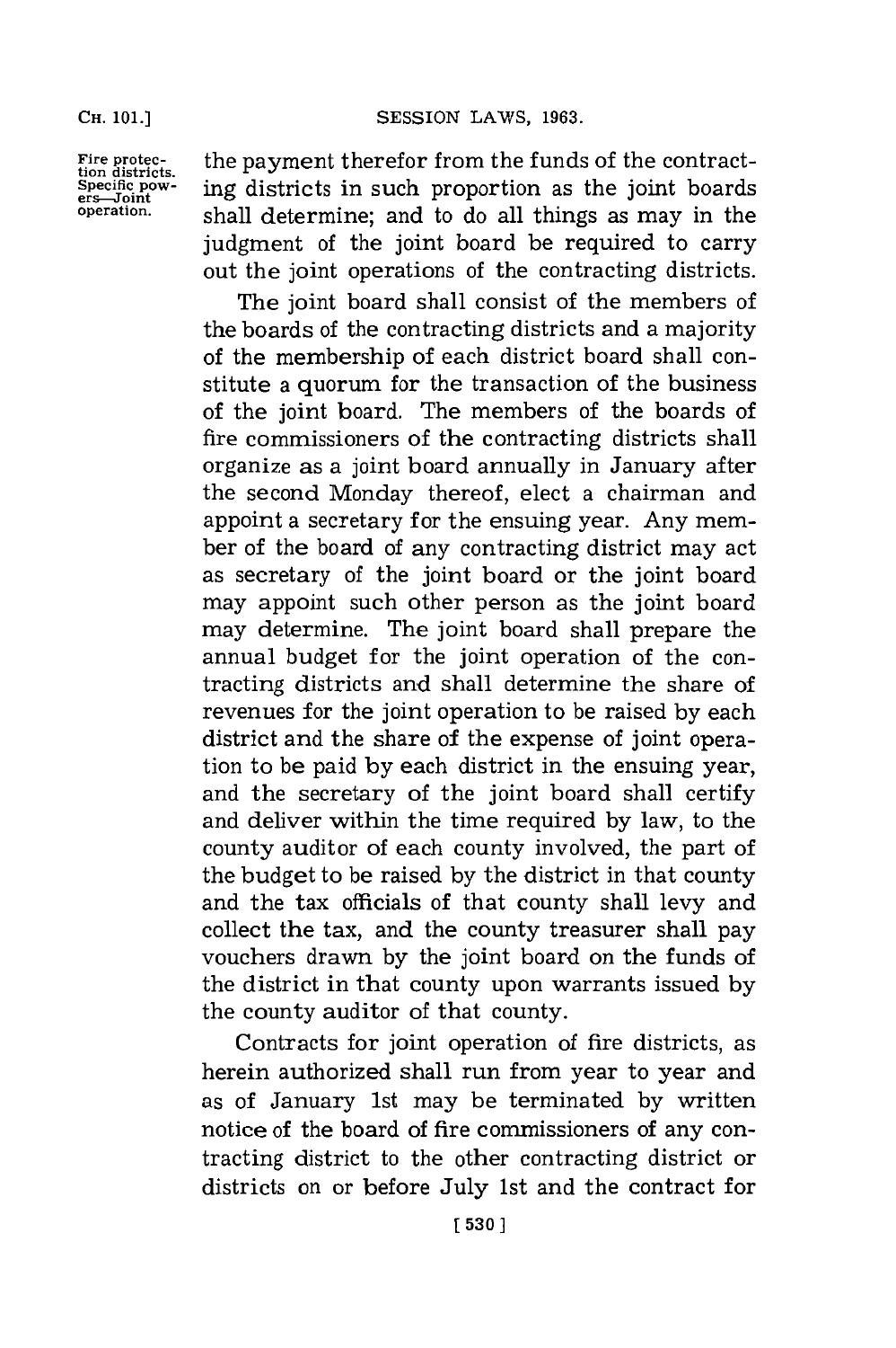the payment therefor from the funds of the contracting districts in such proportion as the joint boards shall determine; and to do all things as may in the judgment of the joint board be required to carry out the joint operations of the contracting districts.

The joint board shall consist of the members of the boards of the contracting districts and a majority of the membership of each district board shall constitute a quorum for the transaction of the business of the joint board. The members of the boards of fire commissioners of the contracting districts shall organize as a joint board annually in January after the second Monday thereof, elect a chairman and appoint a secretary for the ensuing year. Any member of the board of any contracting district may act as secretary of the joint board or the joint board may appoint such other person as the joint board may determine. The joint board shall prepare the annual budget for the joint operation of the contracting districts and shall determine the share of revenues for the joint operation to be raised by each district and the share of the expense of joint operation to be paid by each district in the ensuing year, and the secretary of the joint board shall certify and deliver within the time required by law, to the county auditor of each county involved, the part of the budget to be raised by the district in that county and the tax officials of that county shall levy and collect the tax, and the county treasurer shall pay vouchers drawn by the joint board on the funds of the district in that county upon warrants issued by the county auditor of that county.

Contracts for joint operation of fire districts, as herein authorized shall run from year to year and as of January 1st may be terminated by written notice of the board of fire commissioners of any contracting district to the other contracting district or districts on or before July 1st and the contract for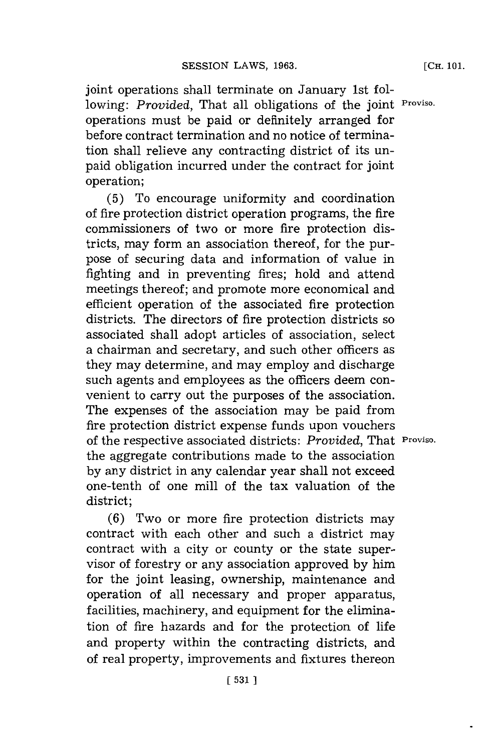joint operations shall terminate on January 1st following: *Provided*, That all obligations of the joint operations must be paid or definitely arranged for before contract termination and no notice of termination shall relieve any contracting district of its unpaid obligation incurred under the contract for joint operation;

Proviso.

(5) To encourage uniformity and coordination of fire protection district operation programs, the fire commissioners of two or more fire protection districts, may form an association thereof, for the purpose of securing data and information of value in fighting and in preventing fires; hold and attend meetings thereof; and promote more economical and efficient operation of the associated fire protection districts. The directors of fire protection districts so associated shall adopt articles of association, select a chairman and secretary, and such other officers as they may determine, and may employ and discharge such agents and employees as the officers deem convenient to carry out the purposes of the association. The expenses of the association may be paid from fire protection district expense funds upon vouchers of the respective associated districts: *Provided*, That the aggregate contributions made to the association by any district in any calendar year shall not exceed one-tenth of one mill of the tax valuation of the district;

Proviso.

(6) Two or more fire protection districts may contract with each other and such a district may contract with a city or county or the state supervisor of forestry or any association approved by him for the joint leasing, ownership, maintenance and operation of all necessary and proper apparatus, facilities, machinery, and equipment for the elimination of fire hazards and for the protection of life and property within the contracting districts, and of real property, improvements and fixtures thereon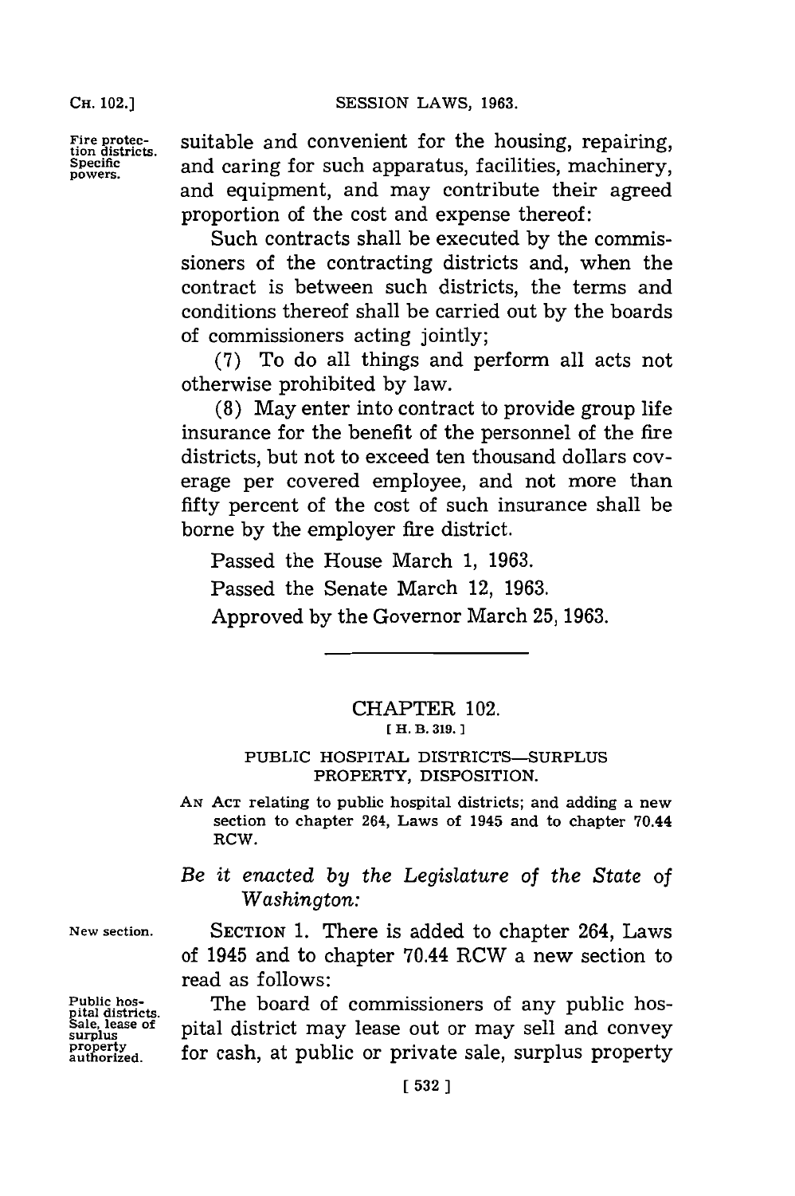suitable and convenient for the housing, repairing, and caring for such apparatus, facilities, machinery, and equipment, and may contribute their agreed proportion of the cost and expense thereof:

Such contracts shall be executed by the commissioners of the contracting districts and, when the contract is between such districts, the terms and conditions thereof shall be carried out by the boards of commissioners acting jointly;

(7) To do all things and perform all acts not otherwise prohibited by law.

(8) May enter into contract to provide group life insurance for the benefit of the personnel of the fire districts, but not to exceed ten thousand dollars coverage per covered employee, and not more than fifty percent of the cost of such insurance shall be borne by the employer fire district.

Passed the House March 1, 1963.

Passed the Senate March 12, 1963.

Approved by the Governor March 25, 1963.

---

## CHAPTER 102.

[H. B. 319.]

### PUBLIC HOSPITAL DISTRICTS—SURPLUS PROPERTY, DISPOSITION.

AN ACT relating to public hospital districts; and adding a new section to chapter 264, Laws of 1945 and to chapter 70.44 RCW.

*Be it enacted by the Legislature of the State of Washington:*

SECTION 1. There is added to chapter 264, Laws of 1945 and to chapter 70.44 RCW a new section to read as follows:

The board of commissioners of any public hospital district may lease out or may sell and convey for cash, at public or private sale, surplus property